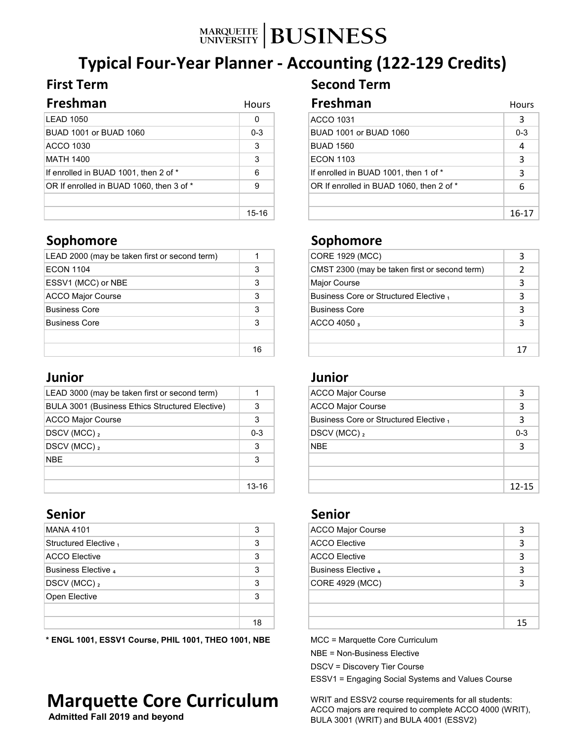MARQUETTE UNIVERSITY | BUSINESS

# Typical Four-Year Planner - Accounting (122-129 Credits)

## First Term

### Freshman

| Course | Hours |
| --- | --- |
| LEAD 1050 | 0 |
| BUAD 1001 or BUAD 1060 | 0-3 |
| ACCO 1030 | 3 |
| MATH 1400 | 3 |
| If enrolled in BUAD 1001, then 2 of * | 6 |
| OR If enrolled in BUAD 1060, then 3 of * | 9 |
| | |
| | 15-16 |

## Second Term

### Freshman

| Course | Hours |
| --- | --- |
| ACCO 1031 | 3 |
| BUAD 1001 or BUAD 1060 | 0-3 |
| BUAD 1560 | 4 |
| ECON 1103 | 3 |
| If enrolled in BUAD 1001, then 1 of * | 3 |
| OR If enrolled in BUAD 1060, then 2 of * | 6 |
| | |
| | 16-17 |

### Sophomore (First Term)

| Course | Hours |
| --- | --- |
| LEAD 2000 (may be taken first or second term) | 1 |
| ECON 1104 | 3 |
| ESSV1 (MCC) or NBE | 3 |
| ACCO Major Course | 3 |
| Business Core | 3 |
| Business Core | 3 |
| | |
| | 16 |

### Sophomore (Second Term)

| Course | Hours |
| --- | --- |
| CORE 1929 (MCC) | 3 |
| CMST 2300 (may be taken first or second term) | 2 |
| Major Course | 3 |
| Business Core or Structured Elective [1] | 3 |
| Business Core | 3 |
| ACCO 4050 [3] | 3 |
| | |
| | 17 |

### Junior (First Term)

| Course | Hours |
| --- | --- |
| LEAD 3000 (may be taken first or second term) | 1 |
| BULA 3001 (Business Ethics Structured Elective) | 3 |
| ACCO Major Course | 3 |
| DSCV (MCC) [2] | 0-3 |
| DSCV (MCC) [2] | 3 |
| NBE | 3 |
| | |
| | 13-16 |

### Junior (Second Term)

| Course | Hours |
| --- | --- |
| ACCO Major Course | 3 |
| ACCO Major Course | 3 |
| Business Core or Structured Elective [1] | 3 |
| DSCV (MCC) [2] | 0-3 |
| NBE | 3 |
| | |
| | |
| | 12-15 |

### Senior (First Term)

| Course | Hours |
| --- | --- |
| MANA 4101 | 3 |
| Structured Elective [1] | 3 |
| ACCO Elective | 3 |
| Business Elective [4] | 3 |
| DSCV (MCC) [2] | 3 |
| Open Elective | 3 |
| | |
| | 18 |

### Senior (Second Term)

| Course | Hours |
| --- | --- |
| ACCO Major Course | 3 |
| ACCO Elective | 3 |
| ACCO Elective | 3 |
| Business Elective [4] | 3 |
| CORE 4929 (MCC) | 3 |
| | |
| | |
| | 15 |

**\* ENGL 1001, ESSV1 Course, PHIL 1001, THEO 1001, NBE**

MCC = Marquette Core Curriculum

NBE = Non-Business Elective

DSCV = Discovery Tier Course

ESSV1 = Engaging Social Systems and Values Course

WRIT and ESSV2 course requirements for all students: ACCO majors are required to complete ACCO 4000 (WRIT), BULA 3001 (WRIT) and BULA 4001 (ESSV2)

# Marquette Core Curriculum

**Admitted Fall 2019 and beyond**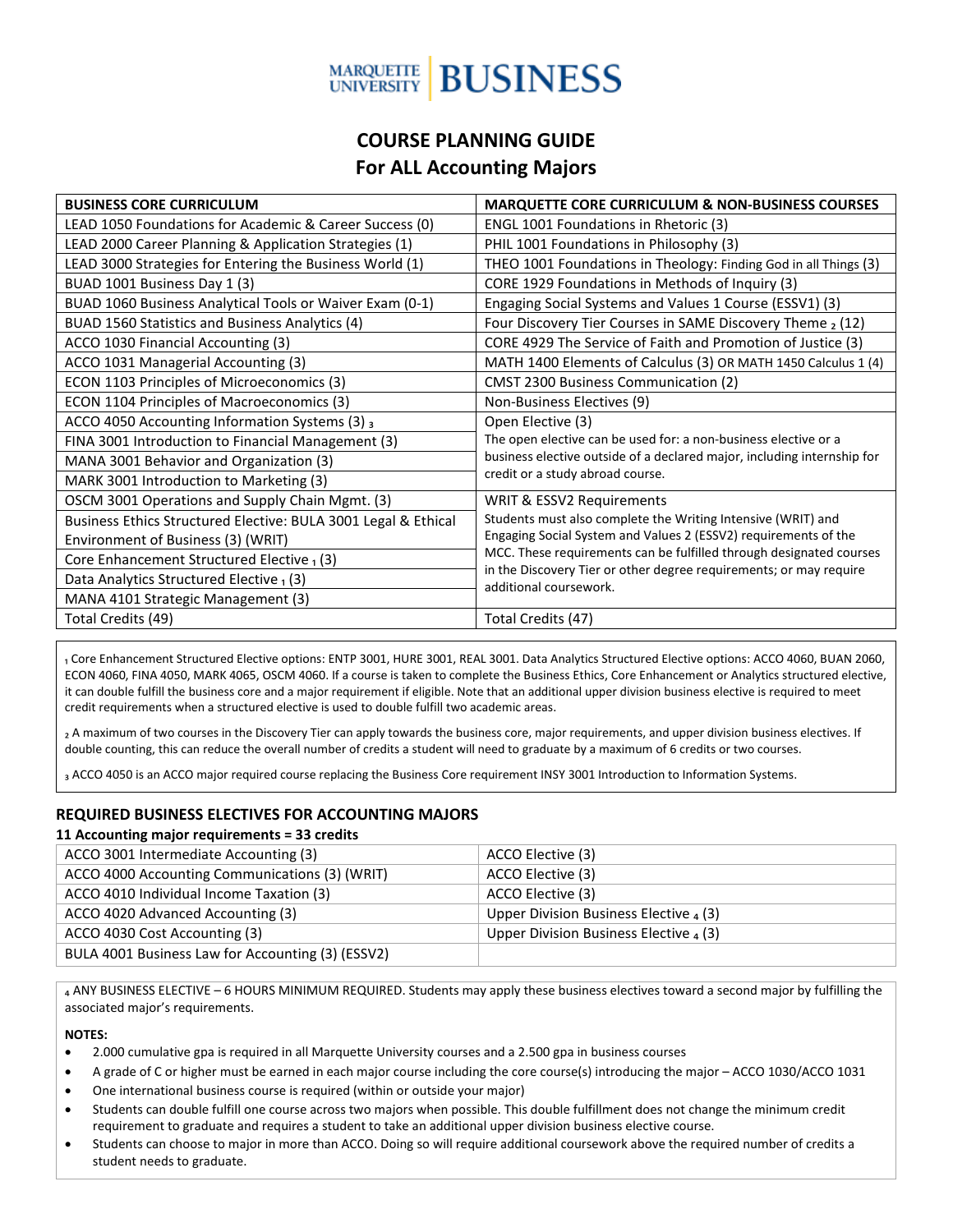# MARQUETTE UNIVERSITY | BUSINESS

## COURSE PLANNING GUIDE
## For ALL Accounting Majors

| BUSINESS CORE CURRICULUM | MARQUETTE CORE CURRICULUM & NON-BUSINESS COURSES |
|---|---|
| LEAD 1050 Foundations for Academic & Career Success (0) | ENGL 1001 Foundations in Rhetoric (3) |
| LEAD 2000 Career Planning & Application Strategies (1) | PHIL 1001 Foundations in Philosophy (3) |
| LEAD 3000 Strategies for Entering the Business World (1) | THEO 1001 Foundations in Theology: Finding God in all Things (3) |
| BUAD 1001 Business Day 1 (3) | CORE 1929 Foundations in Methods of Inquiry (3) |
| BUAD 1060 Business Analytical Tools or Waiver Exam (0-1) | Engaging Social Systems and Values 1 Course (ESSV1) (3) |
| BUAD 1560 Statistics and Business Analytics (4) | Four Discovery Tier Courses in SAME Discovery Theme [2] (12) |
| ACCO 1030 Financial Accounting (3) | CORE 4929 The Service of Faith and Promotion of Justice (3) |
| ACCO 1031 Managerial Accounting (3) | MATH 1400 Elements of Calculus (3) OR MATH 1450 Calculus 1 (4) |
| ECON 1103 Principles of Microeconomics (3) | CMST 2300 Business Communication (2) |
| ECON 1104 Principles of Macroeconomics (3) | Non-Business Electives (9) |
| ACCO 4050 Accounting Information Systems (3) [3] | Open Elective (3) The open elective can be used for: a non-business elective or a business elective outside of a declared major, including internship for credit or a study abroad course. |
| FINA 3001 Introduction to Financial Management (3) | |
| MANA 3001 Behavior and Organization (3) | |
| MARK 3001 Introduction to Marketing (3) | |
| OSCM 3001 Operations and Supply Chain Mgmt. (3) | WRIT & ESSV2 Requirements Students must also complete the Writing Intensive (WRIT) and Engaging Social System and Values 2 (ESSV2) requirements of the MCC. These requirements can be fulfilled through designated courses in the Discovery Tier or other degree requirements; or may require additional coursework. |
| Business Ethics Structured Elective: BULA 3001 Legal & Ethical Environment of Business (3) (WRIT) | |
| Core Enhancement Structured Elective [1] (3) | |
| Data Analytics Structured Elective [1] (3) | |
| MANA 4101 Strategic Management (3) | |
| Total Credits (49) | Total Credits (47) |

[1] Core Enhancement Structured Elective options: ENTP 3001, HURE 3001, REAL 3001. Data Analytics Structured Elective options: ACCO 4060, BUAN 2060, ECON 4060, FINA 4050, MARK 4065, OSCM 4060. If a course is taken to complete the Business Ethics, Core Enhancement or Analytics structured elective, it can double fulfill the business core and a major requirement if eligible. Note that an additional upper division business elective is required to meet credit requirements when a structured elective is used to double fulfill two academic areas.

[2] A maximum of two courses in the Discovery Tier can apply towards the business core, major requirements, and upper division business electives. If double counting, this can reduce the overall number of credits a student will need to graduate by a maximum of 6 credits or two courses.

[3] ACCO 4050 is an ACCO major required course replacing the Business Core requirement INSY 3001 Introduction to Information Systems.

### REQUIRED BUSINESS ELECTIVES FOR ACCOUNTING MAJORS

**11 Accounting major requirements = 33 credits**

| | |
|---|---|
| ACCO 3001 Intermediate Accounting (3) | ACCO Elective (3) |
| ACCO 4000 Accounting Communications (3) (WRIT) | ACCO Elective (3) |
| ACCO 4010 Individual Income Taxation (3) | ACCO Elective (3) |
| ACCO 4020 Advanced Accounting (3) | Upper Division Business Elective [4] (3) |
| ACCO 4030 Cost Accounting (3) | Upper Division Business Elective [4] (3) |
| BULA 4001 Business Law for Accounting (3) (ESSV2) | |

[4] ANY BUSINESS ELECTIVE – 6 HOURS MINIMUM REQUIRED. Students may apply these business electives toward a second major by fulfilling the associated major's requirements.

**NOTES:**

- 2.000 cumulative gpa is required in all Marquette University courses and a 2.500 gpa in business courses
- A grade of C or higher must be earned in each major course including the core course(s) introducing the major – ACCO 1030/ACCO 1031
- One international business course is required (within or outside your major)
- Students can double fulfill one course across two majors when possible. This double fulfillment does not change the minimum credit requirement to graduate and requires a student to take an additional upper division business elective course.
- Students can choose to major in more than ACCO. Doing so will require additional coursework above the required number of credits a student needs to graduate.